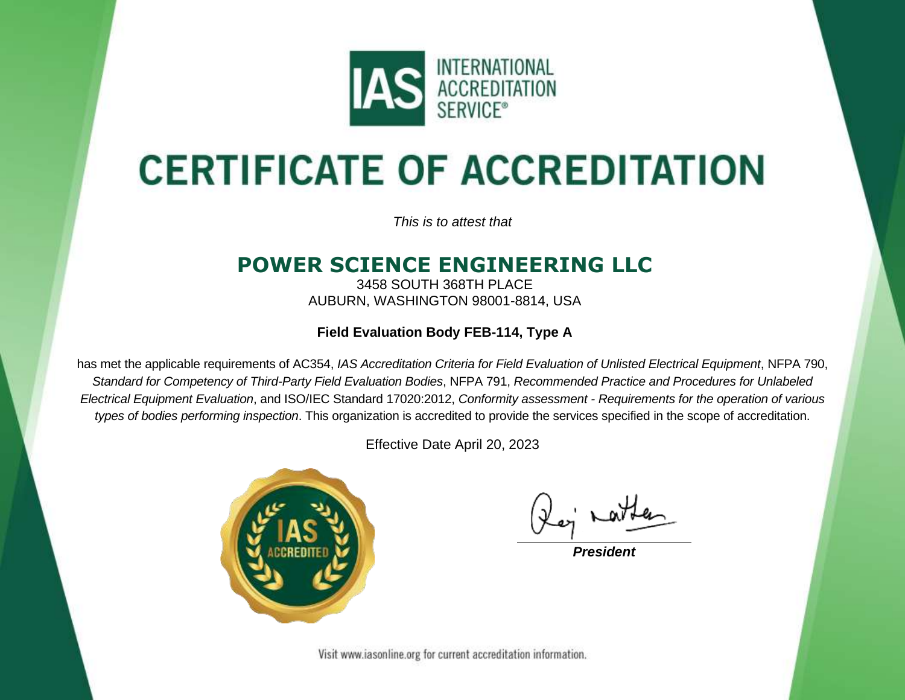IAS INTERNATIONAL ACCREDITATION SERVICE®

# CERTIFICATE OF ACCREDITATION

*This is to attest that*

## POWER SCIENCE ENGINEERING LLC

3458 SOUTH 368TH PLACE
AUBURN, WASHINGTON 98001-8814, USA

**Field Evaluation Body FEB-114, Type A**

has met the applicable requirements of AC354, *IAS Accreditation Criteria for Field Evaluation of Unlisted Electrical Equipment*, NFPA 790, *Standard for Competency of Third-Party Field Evaluation Bodies*, NFPA 791, *Recommended Practice and Procedures for Unlabeled Electrical Equipment Evaluation*, and ISO/IEC Standard 17020:2012, *Conformity assessment - Requirements for the operation of various types of bodies performing inspection*. This organization is accredited to provide the services specified in the scope of accreditation.

Effective Date April 20, 2023

IAS ACCREDITED

***President***

Visit www.iasonline.org for current accreditation information.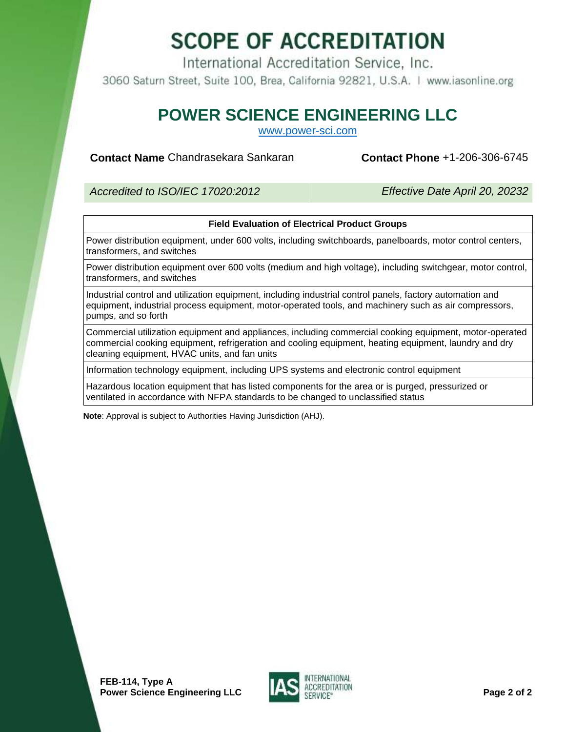# SCOPE OF ACCREDITATION

International Accreditation Service, Inc.

3060 Saturn Street, Suite 100, Brea, California 92821, U.S.A. | www.iasonline.org

## POWER SCIENCE ENGINEERING LLC

www.power-sci.com

**Contact Name** Chandrasekara Sankaran **Contact Phone** +1-206-306-6745

*Accredited to ISO/IEC 17020:2012* *Effective Date April 20, 20232*

| **Field Evaluation of Electrical Product Groups** |
|---|
| Power distribution equipment, under 600 volts, including switchboards, panelboards, motor control centers, transformers, and switches |
| Power distribution equipment over 600 volts (medium and high voltage), including switchgear, motor control, transformers, and switches |
| Industrial control and utilization equipment, including industrial control panels, factory automation and equipment, industrial process equipment, motor-operated tools, and machinery such as air compressors, pumps, and so forth |
| Commercial utilization equipment and appliances, including commercial cooking equipment, motor-operated commercial cooking equipment, refrigeration and cooling equipment, heating equipment, laundry and dry cleaning equipment, HVAC units, and fan units |
| Information technology equipment, including UPS systems and electronic control equipment |
| Hazardous location equipment that has listed components for the area or is purged, pressurized or ventilated in accordance with NFPA standards to be changed to unclassified status |

**Note**: Approval is subject to Authorities Having Jurisdiction (AHJ).

**FEB-114, Type A**
**Power Science Engineering LLC**